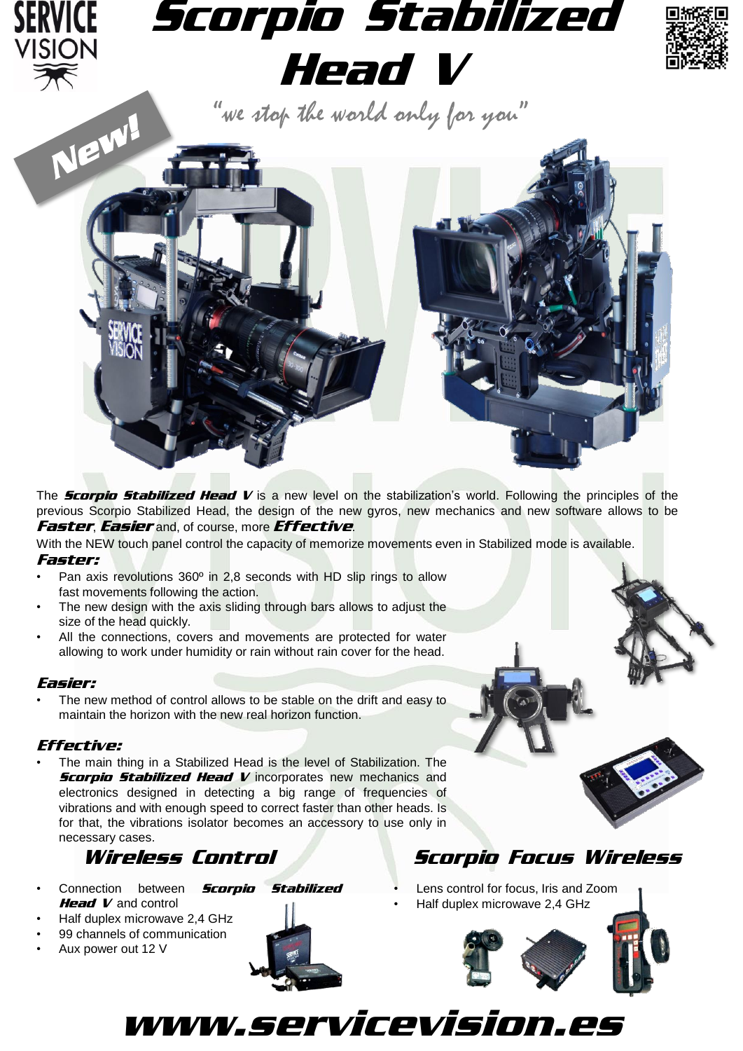# Scorpio Stabilized Head V

*"we stop the world only for you"*

**New!**

The ***Scorpio Stabilized Head V*** is a new level on the stabilization's world. Following the principles of the previous Scorpio Stabilized Head, the design of the new gyros, new mechanics and new software allows to be ***Faster***, ***Easier*** and, of course, more ***Effective***.

With the NEW touch panel control the capacity of memorize movements even in Stabilized mode is available.

### *Faster:*

- Pan axis revolutions 360º in 2,8 seconds with HD slip rings to allow fast movements following the action.
- The new design with the axis sliding through bars allows to adjust the size of the head quickly.
- All the connections, covers and movements are protected for water allowing to work under humidity or rain without rain cover for the head.

### *Easier:*

- The new method of control allows to be stable on the drift and easy to maintain the horizon with the new real horizon function.

### *Effective:*

- The main thing in a Stabilized Head is the level of Stabilization. The ***Scorpio Stabilized Head V*** incorporates new mechanics and electronics designed in detecting a big range of frequencies of vibrations and with enough speed to correct faster than other heads. Is for that, the vibrations isolator becomes an accessory to use only in necessary cases.

## *Wireless Control*

- Connection between ***Scorpio Stabilized Head V*** and control
- Half duplex microwave 2,4 GHz
- 99 channels of communication
- Aux power out 12 V

## *Scorpio Focus Wireless*

- Lens control for focus, Iris and Zoom
- Half duplex microwave 2,4 GHz

**www.servicevision.es**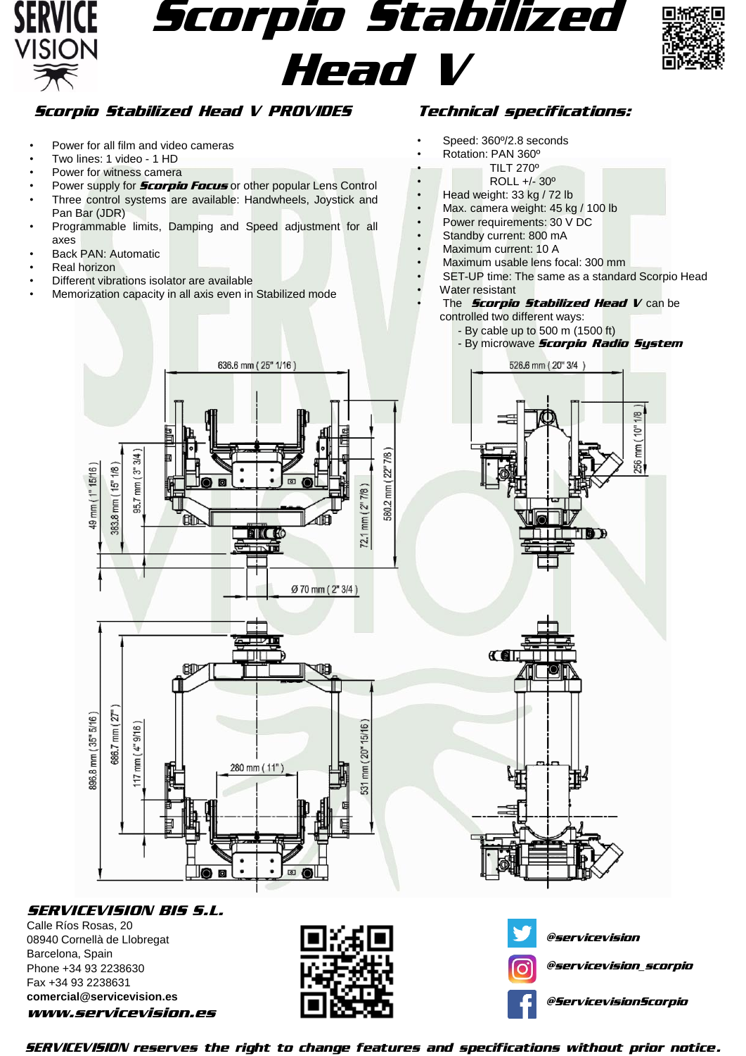# Scorpio Stabilized Head V

## Scorpio Stabilized Head V PROVIDES

- Power for all film and video cameras
- Two lines: 1 video - 1 HD
- Power for witness camera
- Power supply for ***Scorpio Focus*** or other popular Lens Control
- Three control systems are available: Handwheels, Joystick and Pan Bar (JDR)
- Programmable limits, Damping and Speed adjustment for all axes
- Back PAN: Automatic
- Real horizon
- Different vibrations isolator are available
- Memorization capacity in all axis even in Stabilized mode

## Technical specifications:

- Speed: 360º/2.8 seconds
- Rotation: PAN 360º
- TILT 270º
- ROLL +/- 30º
- Head weight: 33 kg / 72 lb
- Max. camera weight: 45 kg / 100 lb
- Power requirements: 30 V DC
- Standby current: 800 mA
- Maximum current: 10 A
- Maximum usable lens focal: 300 mm
- SET-UP time: The same as a standard Scorpio Head
- Water resistant
- The ***Scorpio Stabilized Head V*** can be controlled two different ways:
  - By cable up to 500 m (1500 ft)
  - By microwave ***Scorpio Radio System***

636.6 mm ( 25" 1/16 )
49 mm ( 1" 15/16 )
383.8 mm ( 15" 1/8 )
95.7 mm ( 3" 3/4 )
72.1 mm ( 2" 7/8 )
580.2 mm ( 22" 7/8 )
Ø 70 mm ( 2" 3/4 )
526.6 mm ( 20" 3/4 )
256 mm ( 10" 1/8 )
896.8 mm ( 35" 5/16 )
686.7 mm ( 27" )
117 mm ( 4" 9/16 )
280 mm ( 11" )
531 mm ( 20" 15/16 )

**SERVICEVISION BIS S.L.**
Calle Ríos Rosas, 20
08940 Cornellà de Llobregat
Barcelona, Spain
Phone +34 93 2238630
Fax +34 93 2238631
**comercial@servicevision.es**
***www.servicevision.es***

@servicevision
@servicevision_scorpio
@ServicevisionScorpio

***SERVICEVISION reserves the right to change features and specifications without prior notice.***